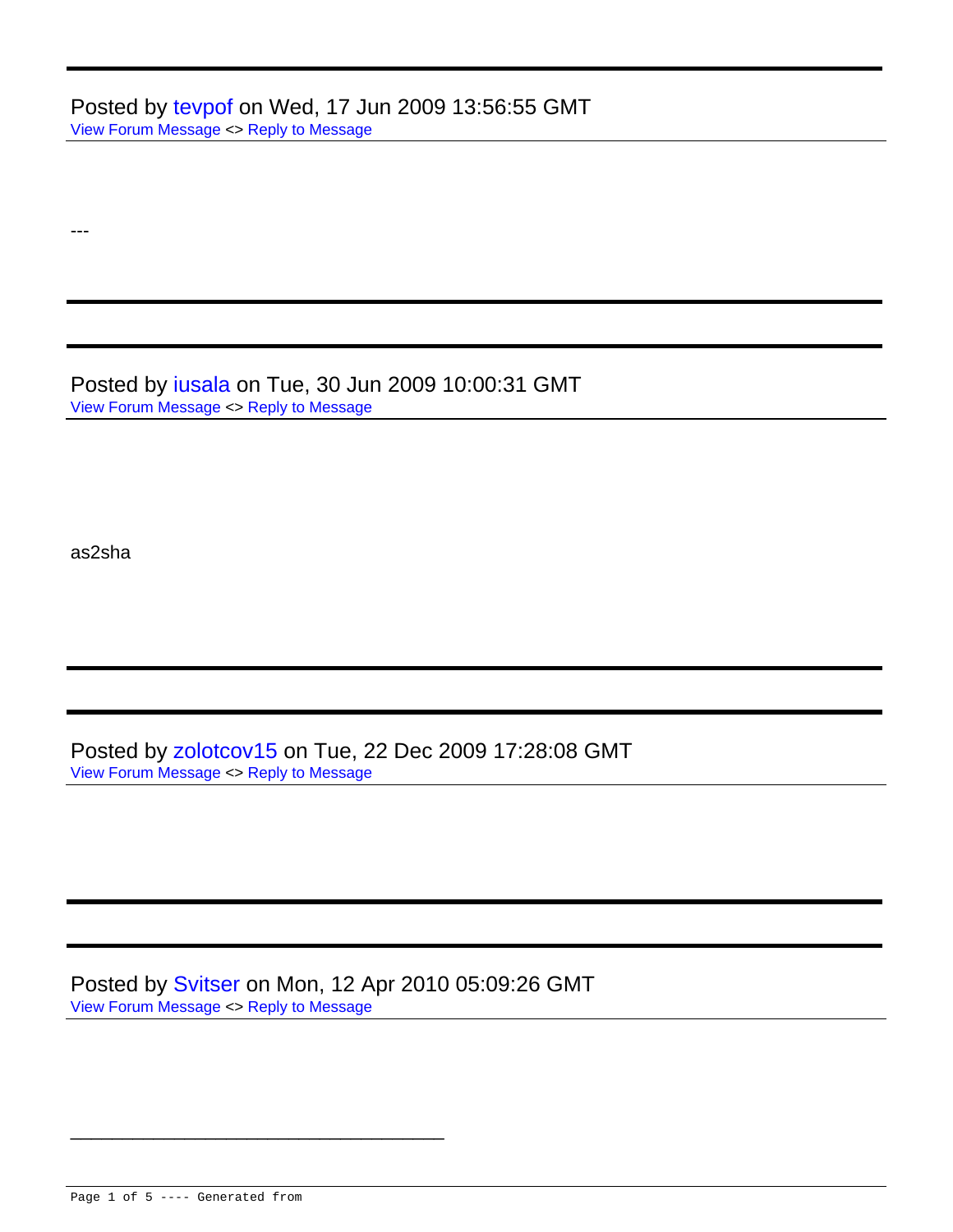---

Posted by tevpof on Wed, 17 Jun 2009 13:56:55 GMT

View Forum Message <> Reply to Message

---

---

Posted by iusala on Tue, 30 Jun 2009 10:00:31 GMT

View Forum Message <> Reply to Message

as2sha

---

Posted by zolotcov15 on Tue, 22 Dec 2009 17:28:08 GMT

View Forum Message <> Reply to Message

---

Posted by Svitser on Mon, 12 Apr 2010 05:09:26 GMT

View Forum Message <> Reply to Message

---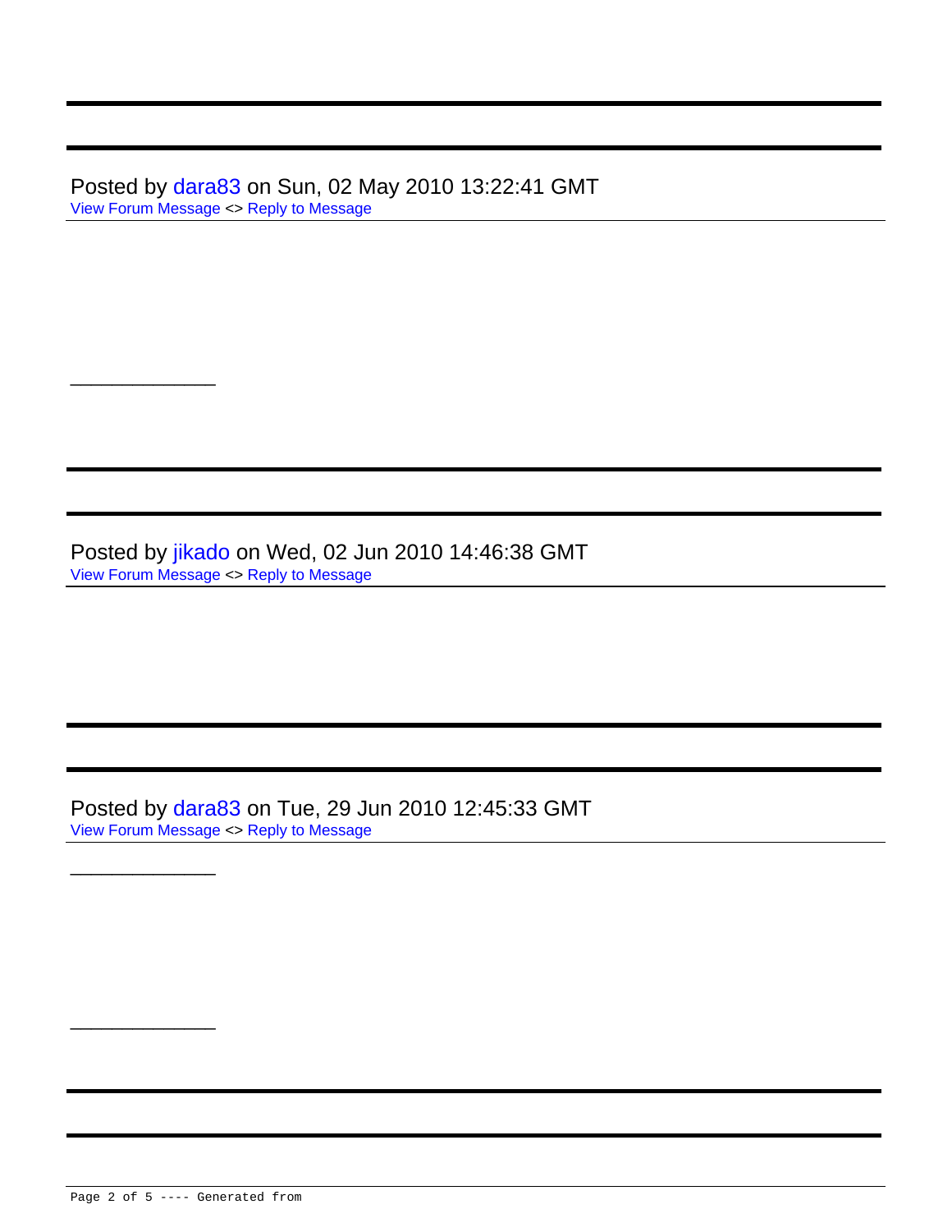---

---

Posted by dara83 on Sun, 02 May 2010 13:22:41 GMT
View Forum Message <> Reply to Message

---

---

---

Posted by jikado on Wed, 02 Jun 2010 14:46:38 GMT
View Forum Message <> Reply to Message

---

---

Posted by dara83 on Tue, 29 Jun 2010 12:45:33 GMT
View Forum Message <> Reply to Message

---

---

---

---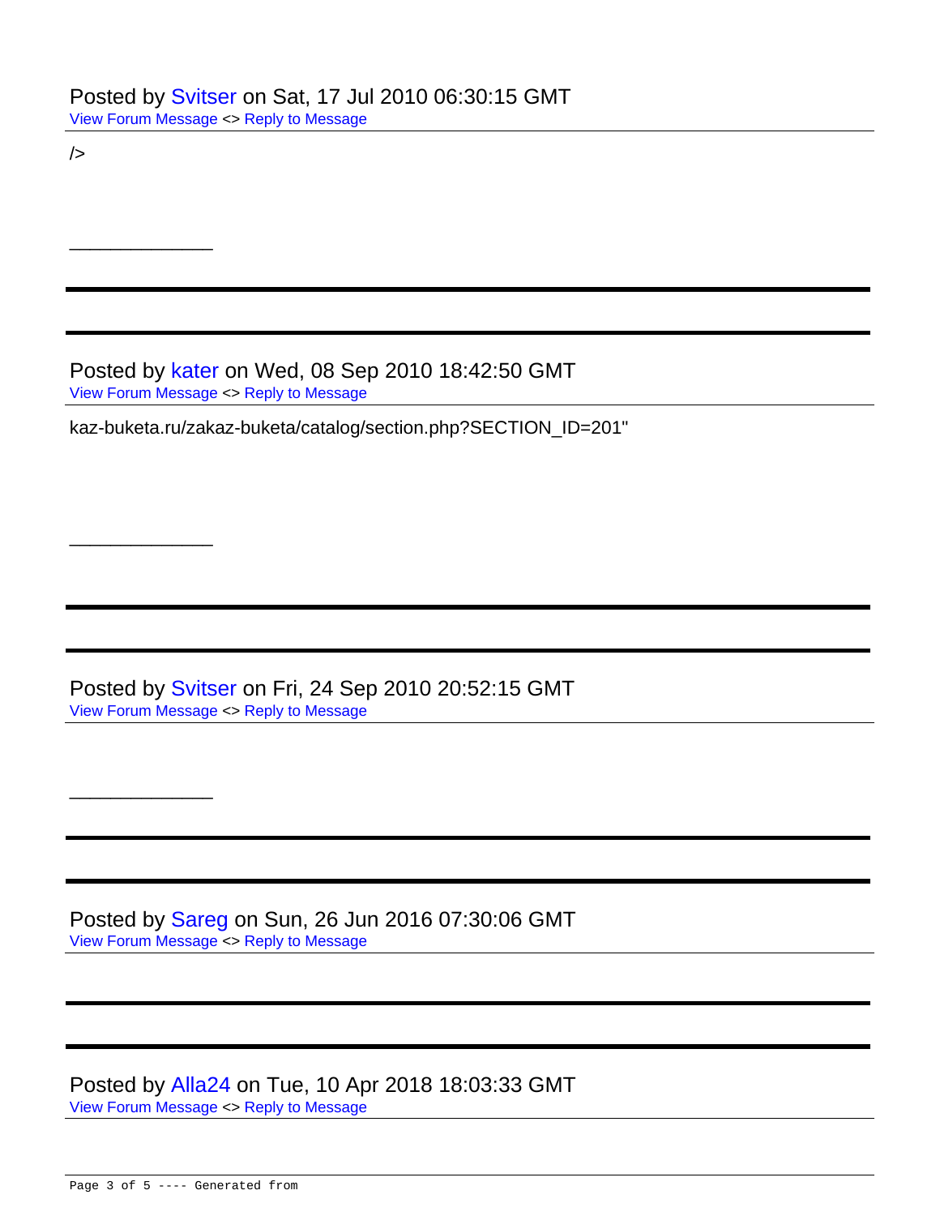Posted by Svitser on Sat, 17 Jul 2010 06:30:15 GMT
View Forum Message <> Reply to Message

/>

_______________

---

---

Posted by kater on Wed, 08 Sep 2010 18:42:50 GMT
View Forum Message <> Reply to Message

kaz-buketa.ru/zakaz-buketa/catalog/section.php?SECTION_ID=201"

_______________

---

---

Posted by Svitser on Fri, 24 Sep 2010 20:52:15 GMT
View Forum Message <> Reply to Message

_______________

---

---

Posted by Sareg on Sun, 26 Jun 2016 07:30:06 GMT
View Forum Message <> Reply to Message

---

---

Posted by Alla24 on Tue, 10 Apr 2018 18:03:33 GMT
View Forum Message <> Reply to Message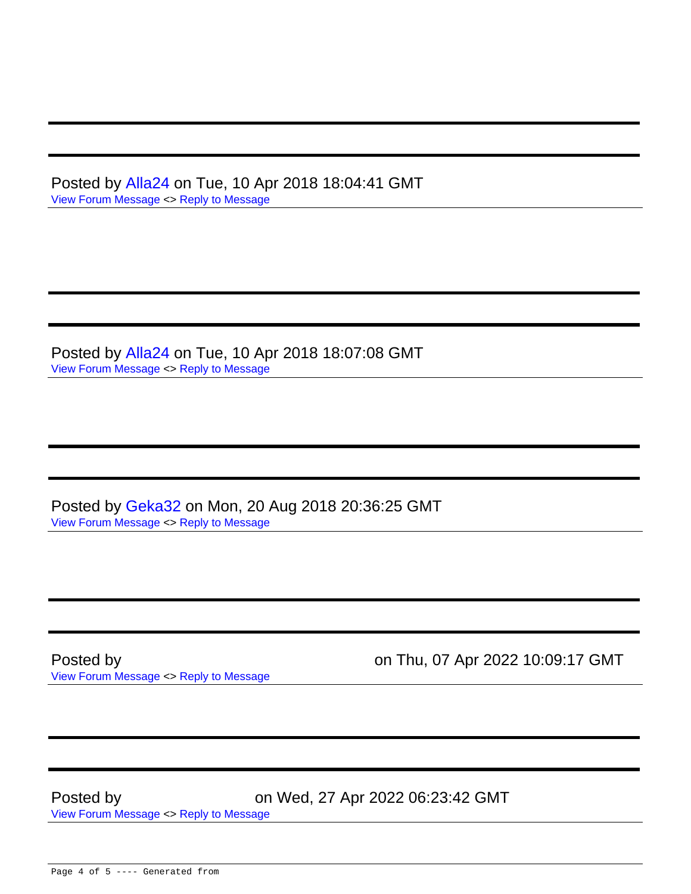---

---

Posted by Alla24 on Tue, 10 Apr 2018 18:04:41 GMT
View Forum Message <> Reply to Message

---

---

---

Posted by Alla24 on Tue, 10 Apr 2018 18:07:08 GMT
View Forum Message <> Reply to Message

---

---

---

Posted by Geka32 on Mon, 20 Aug 2018 20:36:25 GMT
View Forum Message <> Reply to Message

---

---

---

Posted by on Thu, 07 Apr 2022 10:09:17 GMT
View Forum Message <> Reply to Message

---

---

---

Posted by on Wed, 27 Apr 2022 06:23:42 GMT
View Forum Message <> Reply to Message

---